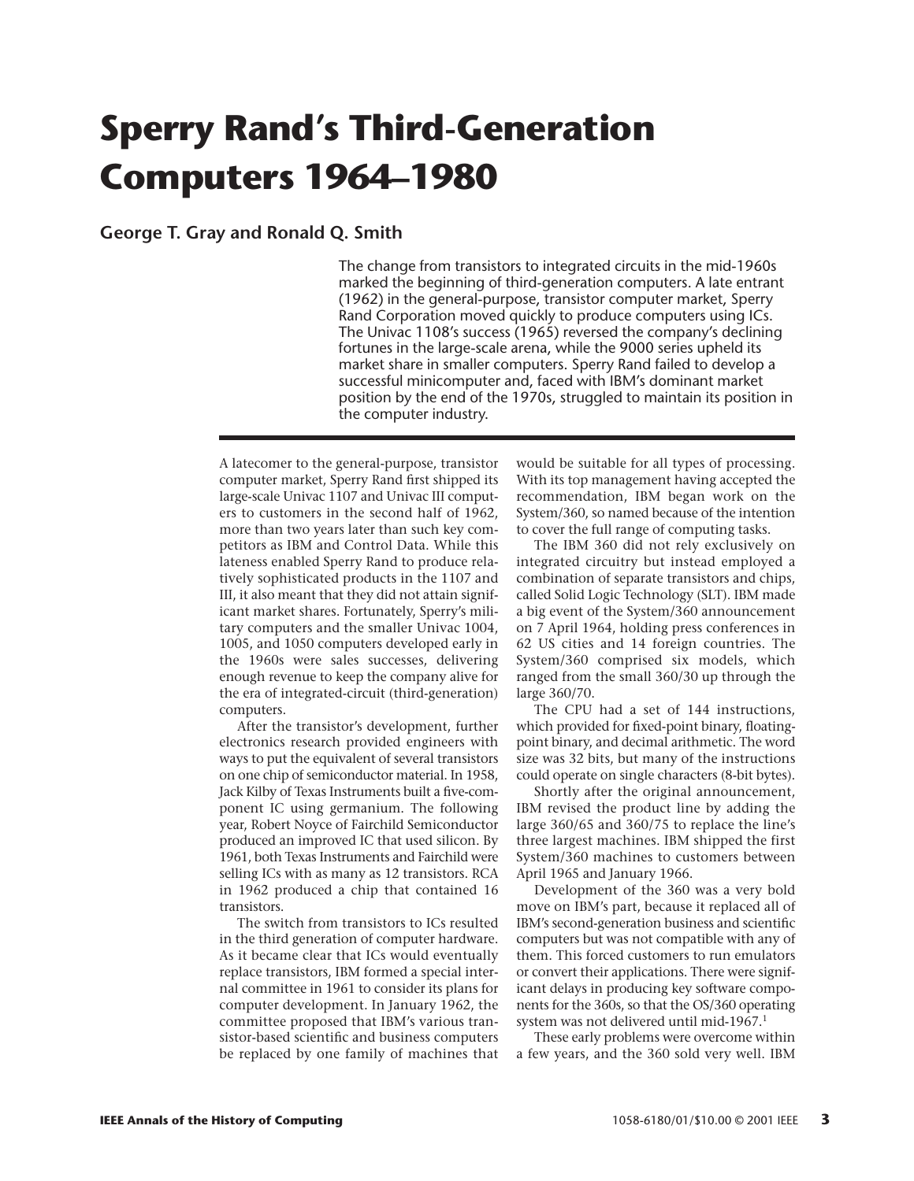# Sperry Rand's Third-Generation Computers 1964–1980

**George T. Gray and Ronald Q. Smith**

The change from transistors to integrated circuits in the mid-1960s marked the beginning of third-generation computers. A late entrant (1962) in the general-purpose, transistor computer market, Sperry Rand Corporation moved quickly to produce computers using ICs. The Univac 1108's success (1965) reversed the company's declining fortunes in the large-scale arena, while the 9000 series upheld its market share in smaller computers. Sperry Rand failed to develop a successful minicomputer and, faced with IBM's dominant market position by the end of the 1970s, struggled to maintain its position in the computer industry.

---

A latecomer to the general-purpose, transistor computer market, Sperry Rand first shipped its large-scale Univac 1107 and Univac III computers to customers in the second half of 1962, more than two years later than such key competitors as IBM and Control Data. While this lateness enabled Sperry Rand to produce relatively sophisticated products in the 1107 and III, it also meant that they did not attain significant market shares. Fortunately, Sperry's military computers and the smaller Univac 1004, 1005, and 1050 computers developed early in the 1960s were sales successes, delivering enough revenue to keep the company alive for the era of integrated-circuit (third-generation) computers.

After the transistor's development, further electronics research provided engineers with ways to put the equivalent of several transistors on one chip of semiconductor material. In 1958, Jack Kilby of Texas Instruments built a five-component IC using germanium. The following year, Robert Noyce of Fairchild Semiconductor produced an improved IC that used silicon. By 1961, both Texas Instruments and Fairchild were selling ICs with as many as 12 transistors. RCA in 1962 produced a chip that contained 16 transistors.

The switch from transistors to ICs resulted in the third generation of computer hardware. As it became clear that ICs would eventually replace transistors, IBM formed a special internal committee in 1961 to consider its plans for computer development. In January 1962, the committee proposed that IBM's various transistor-based scientific and business computers be replaced by one family of machines that would be suitable for all types of processing. With its top management having accepted the recommendation, IBM began work on the System/360, so named because of the intention to cover the full range of computing tasks.

The IBM 360 did not rely exclusively on integrated circuitry but instead employed a combination of separate transistors and chips, called Solid Logic Technology (SLT). IBM made a big event of the System/360 announcement on 7 April 1964, holding press conferences in 62 US cities and 14 foreign countries. The System/360 comprised six models, which ranged from the small 360/30 up through the large 360/70.

The CPU had a set of 144 instructions, which provided for fixed-point binary, floating-point binary, and decimal arithmetic. The word size was 32 bits, but many of the instructions could operate on single characters (8-bit bytes).

Shortly after the original announcement, IBM revised the product line by adding the large 360/65 and 360/75 to replace the line's three largest machines. IBM shipped the first System/360 machines to customers between April 1965 and January 1966.

Development of the 360 was a very bold move on IBM's part, because it replaced all of IBM's second-generation business and scientific computers but was not compatible with any of them. This forced customers to run emulators or convert their applications. There were significant delays in producing key software components for the 360s, so that the OS/360 operating system was not delivered until mid-1967.[1]

These early problems were overcome within a few years, and the 360 sold very well. IBM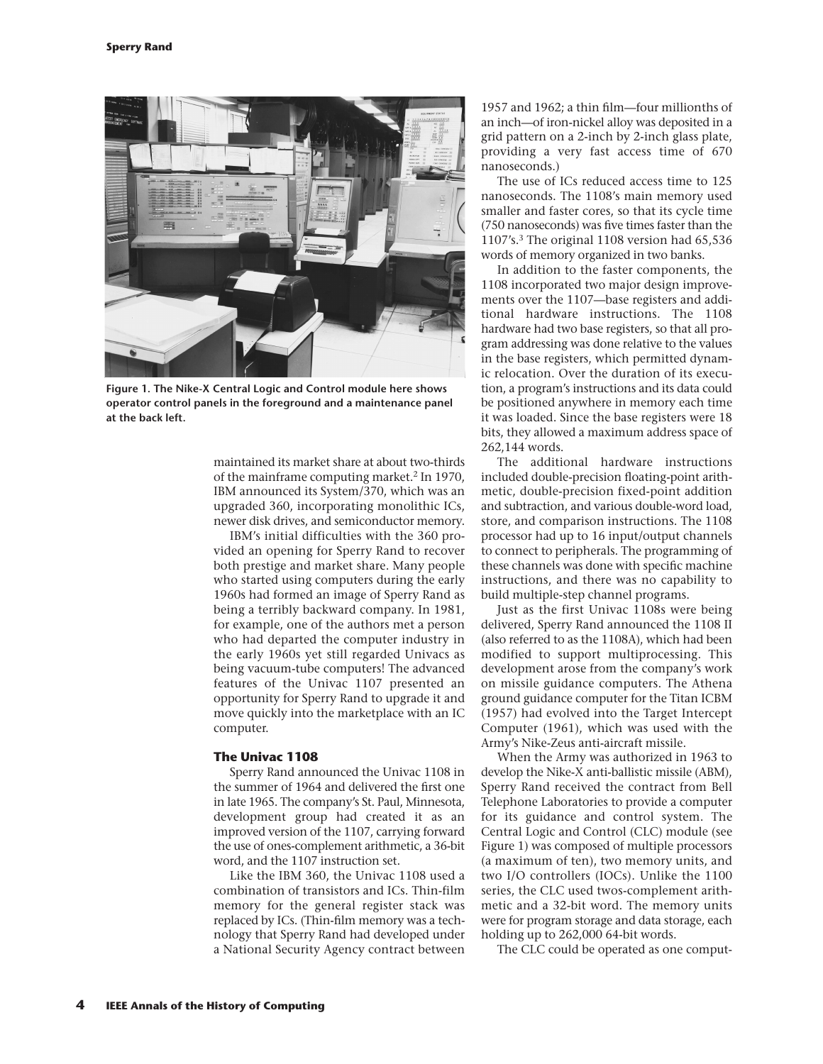Figure 1. The Nike-X Central Logic and Control module here shows operator control panels in the foreground and a maintenance panel at the back left.

maintained its market share at about two-thirds of the mainframe computing market.[2] In 1970, IBM announced its System/370, which was an upgraded 360, incorporating monolithic ICs, newer disk drives, and semiconductor memory.

IBM's initial difficulties with the 360 provided an opening for Sperry Rand to recover both prestige and market share. Many people who started using computers during the early 1960s had formed an image of Sperry Rand as being a terribly backward company. In 1981, for example, one of the authors met a person who had departed the computer industry in the early 1960s yet still regarded Univacs as being vacuum-tube computers! The advanced features of the Univac 1107 presented an opportunity for Sperry Rand to upgrade it and move quickly into the marketplace with an IC computer.

## The Univac 1108

Sperry Rand announced the Univac 1108 in the summer of 1964 and delivered the first one in late 1965. The company's St. Paul, Minnesota, development group had created it as an improved version of the 1107, carrying forward the use of ones-complement arithmetic, a 36-bit word, and the 1107 instruction set.

Like the IBM 360, the Univac 1108 used a combination of transistors and ICs. Thin-film memory for the general register stack was replaced by ICs. (Thin-film memory was a technology that Sperry Rand had developed under a National Security Agency contract between 1957 and 1962; a thin film—four millionths of an inch—of iron-nickel alloy was deposited in a grid pattern on a 2-inch by 2-inch glass plate, providing a very fast access time of 670 nanoseconds.)

The use of ICs reduced access time to 125 nanoseconds. The 1108's main memory used smaller and faster cores, so that its cycle time (750 nanoseconds) was five times faster than the 1107's.[3] The original 1108 version had 65,536 words of memory organized in two banks.

In addition to the faster components, the 1108 incorporated two major design improvements over the 1107—base registers and additional hardware instructions. The 1108 hardware had two base registers, so that all program addressing was done relative to the values in the base registers, which permitted dynamic relocation. Over the duration of its execution, a program's instructions and its data could be positioned anywhere in memory each time it was loaded. Since the base registers were 18 bits, they allowed a maximum address space of 262,144 words.

The additional hardware instructions included double-precision floating-point arithmetic, double-precision fixed-point addition and subtraction, and various double-word load, store, and comparison instructions. The 1108 processor had up to 16 input/output channels to connect to peripherals. The programming of these channels was done with specific machine instructions, and there was no capability to build multiple-step channel programs.

Just as the first Univac 1108s were being delivered, Sperry Rand announced the 1108 II (also referred to as the 1108A), which had been modified to support multiprocessing. This development arose from the company's work on missile guidance computers. The Athena ground guidance computer for the Titan ICBM (1957) had evolved into the Target Intercept Computer (1961), which was used with the Army's Nike-Zeus anti-aircraft missile.

When the Army was authorized in 1963 to develop the Nike-X anti-ballistic missile (ABM), Sperry Rand received the contract from Bell Telephone Laboratories to provide a computer for its guidance and control system. The Central Logic and Control (CLC) module (see Figure 1) was composed of multiple processors (a maximum of ten), two memory units, and two I/O controllers (IOCs). Unlike the 1100 series, the CLC used twos-complement arithmetic and a 32-bit word. The memory units were for program storage and data storage, each holding up to 262,000 64-bit words.

The CLC could be operated as one comput-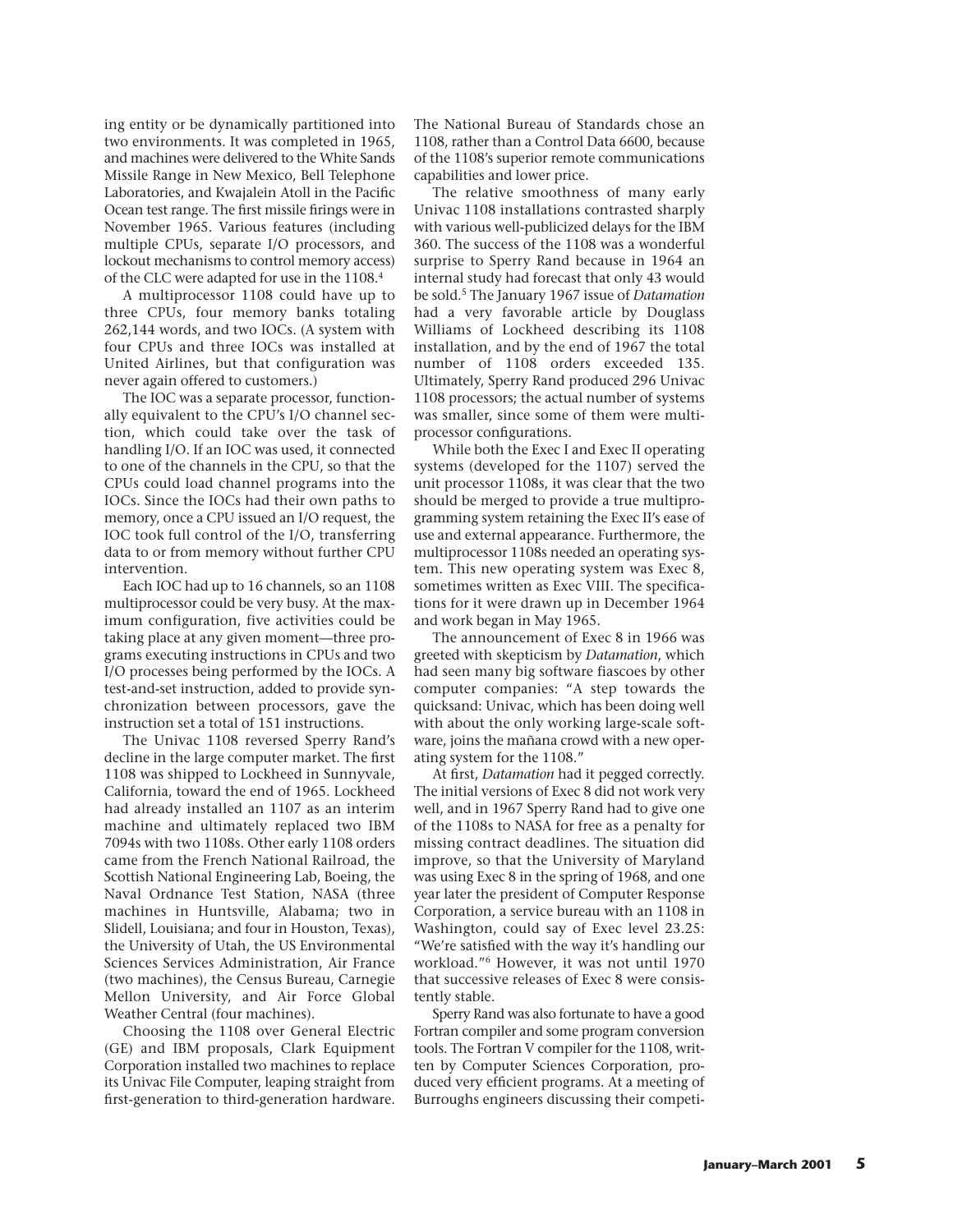ing entity or be dynamically partitioned into two environments. It was completed in 1965, and machines were delivered to the White Sands Missile Range in New Mexico, Bell Telephone Laboratories, and Kwajalein Atoll in the Pacific Ocean test range. The first missile firings were in November 1965. Various features (including multiple CPUs, separate I/O processors, and lockout mechanisms to control memory access) of the CLC were adapted for use in the 1108.[4]

A multiprocessor 1108 could have up to three CPUs, four memory banks totaling 262,144 words, and two IOCs. (A system with four CPUs and three IOCs was installed at United Airlines, but that configuration was never again offered to customers.)

The IOC was a separate processor, functionally equivalent to the CPU's I/O channel section, which could take over the task of handling I/O. If an IOC was used, it connected to one of the channels in the CPU, so that the CPUs could load channel programs into the IOCs. Since the IOCs had their own paths to memory, once a CPU issued an I/O request, the IOC took full control of the I/O, transferring data to or from memory without further CPU intervention.

Each IOC had up to 16 channels, so an 1108 multiprocessor could be very busy. At the maximum configuration, five activities could be taking place at any given moment—three programs executing instructions in CPUs and two I/O processes being performed by the IOCs. A test-and-set instruction, added to provide synchronization between processors, gave the instruction set a total of 151 instructions.

The Univac 1108 reversed Sperry Rand's decline in the large computer market. The first 1108 was shipped to Lockheed in Sunnyvale, California, toward the end of 1965. Lockheed had already installed an 1107 as an interim machine and ultimately replaced two IBM 7094s with two 1108s. Other early 1108 orders came from the French National Railroad, the Scottish National Engineering Lab, Boeing, the Naval Ordnance Test Station, NASA (three machines in Huntsville, Alabama; two in Slidell, Louisiana; and four in Houston, Texas), the University of Utah, the US Environmental Sciences Services Administration, Air France (two machines), the Census Bureau, Carnegie Mellon University, and Air Force Global Weather Central (four machines).

Choosing the 1108 over General Electric (GE) and IBM proposals, Clark Equipment Corporation installed two machines to replace its Univac File Computer, leaping straight from first-generation to third-generation hardware. The National Bureau of Standards chose an 1108, rather than a Control Data 6600, because of the 1108's superior remote communications capabilities and lower price.

The relative smoothness of many early Univac 1108 installations contrasted sharply with various well-publicized delays for the IBM 360. The success of the 1108 was a wonderful surprise to Sperry Rand because in 1964 an internal study had forecast that only 43 would be sold.[5] The January 1967 issue of *Datamation* had a very favorable article by Douglass Williams of Lockheed describing its 1108 installation, and by the end of 1967 the total number of 1108 orders exceeded 135. Ultimately, Sperry Rand produced 296 Univac 1108 processors; the actual number of systems was smaller, since some of them were multiprocessor configurations.

While both the Exec I and Exec II operating systems (developed for the 1107) served the unit processor 1108s, it was clear that the two should be merged to provide a true multiprogramming system retaining the Exec II's ease of use and external appearance. Furthermore, the multiprocessor 1108s needed an operating system. This new operating system was Exec 8, sometimes written as Exec VIII. The specifications for it were drawn up in December 1964 and work began in May 1965.

The announcement of Exec 8 in 1966 was greeted with skepticism by *Datamation*, which had seen many big software fiascoes by other computer companies: "A step towards the quicksand: Univac, which has been doing well with about the only working large-scale software, joins the mañana crowd with a new operating system for the 1108."

At first, *Datamation* had it pegged correctly. The initial versions of Exec 8 did not work very well, and in 1967 Sperry Rand had to give one of the 1108s to NASA for free as a penalty for missing contract deadlines. The situation did improve, so that the University of Maryland was using Exec 8 in the spring of 1968, and one year later the president of Computer Response Corporation, a service bureau with an 1108 in Washington, could say of Exec level 23.25: "We're satisfied with the way it's handling our workload."[6] However, it was not until 1970 that successive releases of Exec 8 were consistently stable.

Sperry Rand was also fortunate to have a good Fortran compiler and some program conversion tools. The Fortran V compiler for the 1108, written by Computer Sciences Corporation, produced very efficient programs. At a meeting of Burroughs engineers discussing their competi-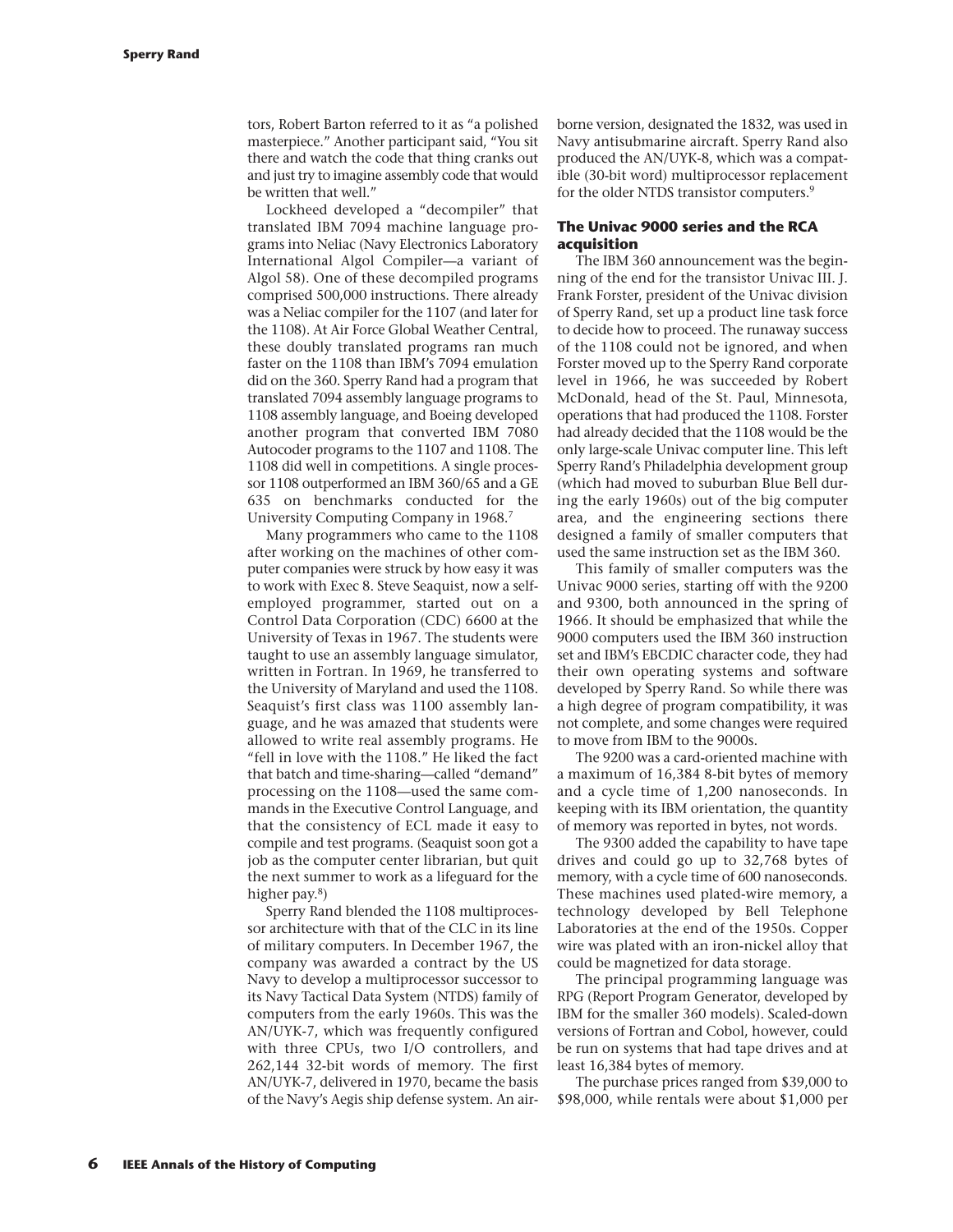tors, Robert Barton referred to it as "a polished masterpiece." Another participant said, "You sit there and watch the code that thing cranks out and just try to imagine assembly code that would be written that well."

Lockheed developed a "decompiler" that translated IBM 7094 machine language programs into Neliac (Navy Electronics Laboratory International Algol Compiler—a variant of Algol 58). One of these decompiled programs comprised 500,000 instructions. There already was a Neliac compiler for the 1107 (and later for the 1108). At Air Force Global Weather Central, these doubly translated programs ran much faster on the 1108 than IBM's 7094 emulation did on the 360. Sperry Rand had a program that translated 7094 assembly language programs to 1108 assembly language, and Boeing developed another program that converted IBM 7080 Autocoder programs to the 1107 and 1108. The 1108 did well in competitions. A single processor 1108 outperformed an IBM 360/65 and a GE 635 on benchmarks conducted for the University Computing Company in 1968.[7]

Many programmers who came to the 1108 after working on the machines of other computer companies were struck by how easy it was to work with Exec 8. Steve Seaquist, now a self-employed programmer, started out on a Control Data Corporation (CDC) 6600 at the University of Texas in 1967. The students were taught to use an assembly language simulator, written in Fortran. In 1969, he transferred to the University of Maryland and used the 1108. Seaquist's first class was 1100 assembly language, and he was amazed that students were allowed to write real assembly programs. He "fell in love with the 1108." He liked the fact that batch and time-sharing—called "demand" processing on the 1108—used the same commands in the Executive Control Language, and that the consistency of ECL made it easy to compile and test programs. (Seaquist soon got a job as the computer center librarian, but quit the next summer to work as a lifeguard for the higher pay.[8])

Sperry Rand blended the 1108 multiprocessor architecture with that of the CLC in its line of military computers. In December 1967, the company was awarded a contract by the US Navy to develop a multiprocessor successor to its Navy Tactical Data System (NTDS) family of computers from the early 1960s. This was the AN/UYK-7, which was frequently configured with three CPUs, two I/O controllers, and 262,144 32-bit words of memory. The first AN/UYK-7, delivered in 1970, became the basis of the Navy's Aegis ship defense system. An airborne version, designated the 1832, was used in Navy antisubmarine aircraft. Sperry Rand also produced the AN/UYK-8, which was a compatible (30-bit word) multiprocessor replacement for the older NTDS transistor computers.[9]

### The Univac 9000 series and the RCA acquisition

The IBM 360 announcement was the beginning of the end for the transistor Univac III. J. Frank Forster, president of the Univac division of Sperry Rand, set up a product line task force to decide how to proceed. The runaway success of the 1108 could not be ignored, and when Forster moved up to the Sperry Rand corporate level in 1966, he was succeeded by Robert McDonald, head of the St. Paul, Minnesota, operations that had produced the 1108. Forster had already decided that the 1108 would be the only large-scale Univac computer line. This left Sperry Rand's Philadelphia development group (which had moved to suburban Blue Bell during the early 1960s) out of the big computer area, and the engineering sections there designed a family of smaller computers that used the same instruction set as the IBM 360.

This family of smaller computers was the Univac 9000 series, starting off with the 9200 and 9300, both announced in the spring of 1966. It should be emphasized that while the 9000 computers used the IBM 360 instruction set and IBM's EBCDIC character code, they had their own operating systems and software developed by Sperry Rand. So while there was a high degree of program compatibility, it was not complete, and some changes were required to move from IBM to the 9000s.

The 9200 was a card-oriented machine with a maximum of 16,384 8-bit bytes of memory and a cycle time of 1,200 nanoseconds. In keeping with its IBM orientation, the quantity of memory was reported in bytes, not words.

The 9300 added the capability to have tape drives and could go up to 32,768 bytes of memory, with a cycle time of 600 nanoseconds. These machines used plated-wire memory, a technology developed by Bell Telephone Laboratories at the end of the 1950s. Copper wire was plated with an iron-nickel alloy that could be magnetized for data storage.

The principal programming language was RPG (Report Program Generator, developed by IBM for the smaller 360 models). Scaled-down versions of Fortran and Cobol, however, could be run on systems that had tape drives and at least 16,384 bytes of memory.

The purchase prices ranged from $39,000 to $98,000, while rentals were about $1,000 per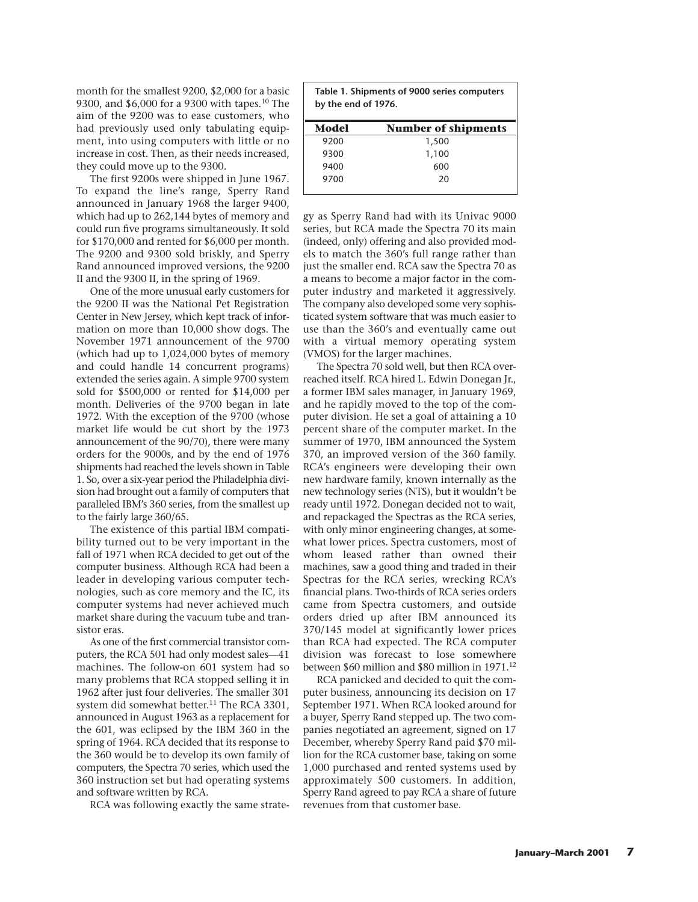month for the smallest 9200, $2,000 for a basic 9300, and $6,000 for a 9300 with tapes.[10] The aim of the 9200 was to ease customers, who had previously used only tabulating equipment, into using computers with little or no increase in cost. Then, as their needs increased, they could move up to the 9300.

The first 9200s were shipped in June 1967. To expand the line's range, Sperry Rand announced in January 1968 the larger 9400, which had up to 262,144 bytes of memory and could run five programs simultaneously. It sold for $170,000 and rented for $6,000 per month. The 9200 and 9300 sold briskly, and Sperry Rand announced improved versions, the 9200 II and the 9300 II, in the spring of 1969.

One of the more unusual early customers for the 9200 II was the National Pet Registration Center in New Jersey, which kept track of information on more than 10,000 show dogs. The November 1971 announcement of the 9700 (which had up to 1,024,000 bytes of memory and could handle 14 concurrent programs) extended the series again. A simple 9700 system sold for $500,000 or rented for $14,000 per month. Deliveries of the 9700 began in late 1972. With the exception of the 9700 (whose market life would be cut short by the 1973 announcement of the 90/70), there were many orders for the 9000s, and by the end of 1976 shipments had reached the levels shown in Table 1. So, over a six-year period the Philadelphia division had brought out a family of computers that paralleled IBM's 360 series, from the smallest up to the fairly large 360/65.

**Table 1. Shipments of 9000 series computers by the end of 1976.**

| Model | Number of shipments |
|---|---|
| 9200 | 1,500 |
| 9300 | 1,100 |
| 9400 | 600 |
| 9700 | 20 |

The existence of this partial IBM compatibility turned out to be very important in the fall of 1971 when RCA decided to get out of the computer business. Although RCA had been a leader in developing various computer technologies, such as core memory and the IC, its computer systems had never achieved much market share during the vacuum tube and transistor eras.

As one of the first commercial transistor computers, the RCA 501 had only modest sales—41 machines. The follow-on 601 system had so many problems that RCA stopped selling it in 1962 after just four deliveries. The smaller 301 system did somewhat better.[11] The RCA 3301, announced in August 1963 as a replacement for the 601, was eclipsed by the IBM 360 in the spring of 1964. RCA decided that its response to the 360 would be to develop its own family of computers, the Spectra 70 series, which used the 360 instruction set but had operating systems and software written by RCA.

RCA was following exactly the same strategy as Sperry Rand had with its Univac 9000 series, but RCA made the Spectra 70 its main (indeed, only) offering and also provided models to match the 360's full range rather than just the smaller end. RCA saw the Spectra 70 as a means to become a major factor in the computer industry and marketed it aggressively. The company also developed some very sophisticated system software that was much easier to use than the 360's and eventually came out with a virtual memory operating system (VMOS) for the larger machines.

The Spectra 70 sold well, but then RCA overreached itself. RCA hired L. Edwin Donegan Jr., a former IBM sales manager, in January 1969, and he rapidly moved to the top of the computer division. He set a goal of attaining a 10 percent share of the computer market. In the summer of 1970, IBM announced the System 370, an improved version of the 360 family. RCA's engineers were developing their own new hardware family, known internally as the new technology series (NTS), but it wouldn't be ready until 1972. Donegan decided not to wait, and repackaged the Spectras as the RCA series, with only minor engineering changes, at somewhat lower prices. Spectra customers, most of whom leased rather than owned their machines, saw a good thing and traded in their Spectras for the RCA series, wrecking RCA's financial plans. Two-thirds of RCA series orders came from Spectra customers, and outside orders dried up after IBM announced its 370/145 model at significantly lower prices than RCA had expected. The RCA computer division was forecast to lose somewhere between $60 million and $80 million in 1971.[12]

RCA panicked and decided to quit the computer business, announcing its decision on 17 September 1971. When RCA looked around for a buyer, Sperry Rand stepped up. The two companies negotiated an agreement, signed on 17 December, whereby Sperry Rand paid $70 million for the RCA customer base, taking on some 1,000 purchased and rented systems used by approximately 500 customers. In addition, Sperry Rand agreed to pay RCA a share of future revenues from that customer base.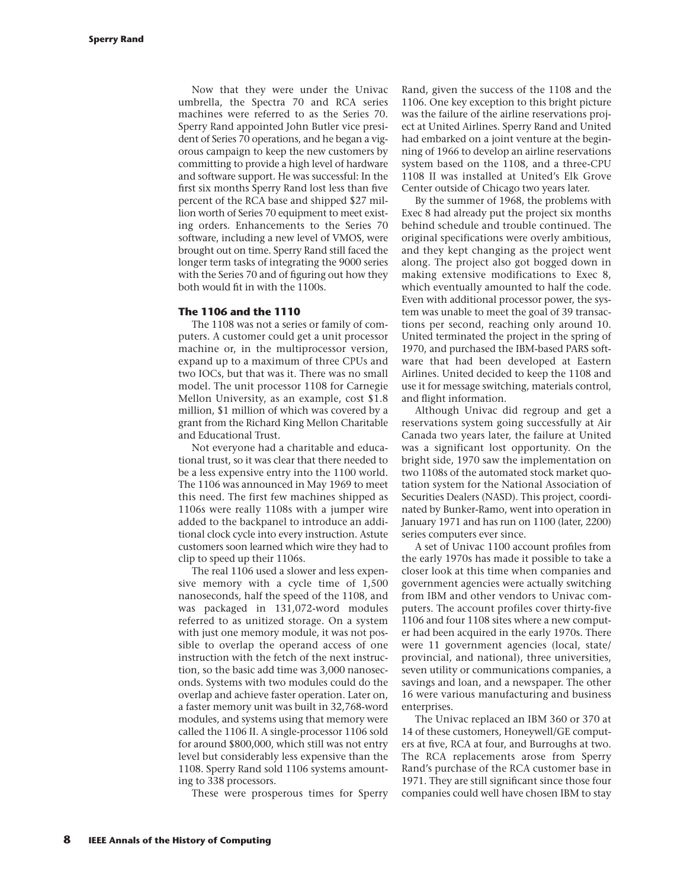Now that they were under the Univac umbrella, the Spectra 70 and RCA series machines were referred to as the Series 70. Sperry Rand appointed John Butler vice president of Series 70 operations, and he began a vigorous campaign to keep the new customers by committing to provide a high level of hardware and software support. He was successful: In the first six months Sperry Rand lost less than five percent of the RCA base and shipped $27 million worth of Series 70 equipment to meet existing orders. Enhancements to the Series 70 software, including a new level of VMOS, were brought out on time. Sperry Rand still faced the longer term tasks of integrating the 9000 series with the Series 70 and of figuring out how they both would fit in with the 1100s.

### The 1106 and the 1110

The 1108 was not a series or family of computers. A customer could get a unit processor machine or, in the multiprocessor version, expand up to a maximum of three CPUs and two IOCs, but that was it. There was no small model. The unit processor 1108 for Carnegie Mellon University, as an example, cost $1.8 million, $1 million of which was covered by a grant from the Richard King Mellon Charitable and Educational Trust.

Not everyone had a charitable and educational trust, so it was clear that there needed to be a less expensive entry into the 1100 world. The 1106 was announced in May 1969 to meet this need. The first few machines shipped as 1106s were really 1108s with a jumper wire added to the backpanel to introduce an additional clock cycle into every instruction. Astute customers soon learned which wire they had to clip to speed up their 1106s.

The real 1106 used a slower and less expensive memory with a cycle time of 1,500 nanoseconds, half the speed of the 1108, and was packaged in 131,072-word modules referred to as unitized storage. On a system with just one memory module, it was not possible to overlap the operand access of one instruction with the fetch of the next instruction, so the basic add time was 3,000 nanoseconds. Systems with two modules could do the overlap and achieve faster operation. Later on, a faster memory unit was built in 32,768-word modules, and systems using that memory were called the 1106 II. A single-processor 1106 sold for around $800,000, which still was not entry level but considerably less expensive than the 1108. Sperry Rand sold 1106 systems amounting to 338 processors.

These were prosperous times for Sperry Rand, given the success of the 1108 and the 1106. One key exception to this bright picture was the failure of the airline reservations project at United Airlines. Sperry Rand and United had embarked on a joint venture at the beginning of 1966 to develop an airline reservations system based on the 1108, and a three-CPU 1108 II was installed at United's Elk Grove Center outside of Chicago two years later.

By the summer of 1968, the problems with Exec 8 had already put the project six months behind schedule and trouble continued. The original specifications were overly ambitious, and they kept changing as the project went along. The project also got bogged down in making extensive modifications to Exec 8, which eventually amounted to half the code. Even with additional processor power, the system was unable to meet the goal of 39 transactions per second, reaching only around 10. United terminated the project in the spring of 1970, and purchased the IBM-based PARS software that had been developed at Eastern Airlines. United decided to keep the 1108 and use it for message switching, materials control, and flight information.

Although Univac did regroup and get a reservations system going successfully at Air Canada two years later, the failure at United was a significant lost opportunity. On the bright side, 1970 saw the implementation on two 1108s of the automated stock market quotation system for the National Association of Securities Dealers (NASD). This project, coordinated by Bunker-Ramo, went into operation in January 1971 and has run on 1100 (later, 2200) series computers ever since.

A set of Univac 1100 account profiles from the early 1970s has made it possible to take a closer look at this time when companies and government agencies were actually switching from IBM and other vendors to Univac computers. The account profiles cover thirty-five 1106 and four 1108 sites where a new computer had been acquired in the early 1970s. There were 11 government agencies (local, state/provincial, and national), three universities, seven utility or communications companies, a savings and loan, and a newspaper. The other 16 were various manufacturing and business enterprises.

The Univac replaced an IBM 360 or 370 at 14 of these customers, Honeywell/GE computers at five, RCA at four, and Burroughs at two. The RCA replacements arose from Sperry Rand's purchase of the RCA customer base in 1971. They are still significant since those four companies could well have chosen IBM to stay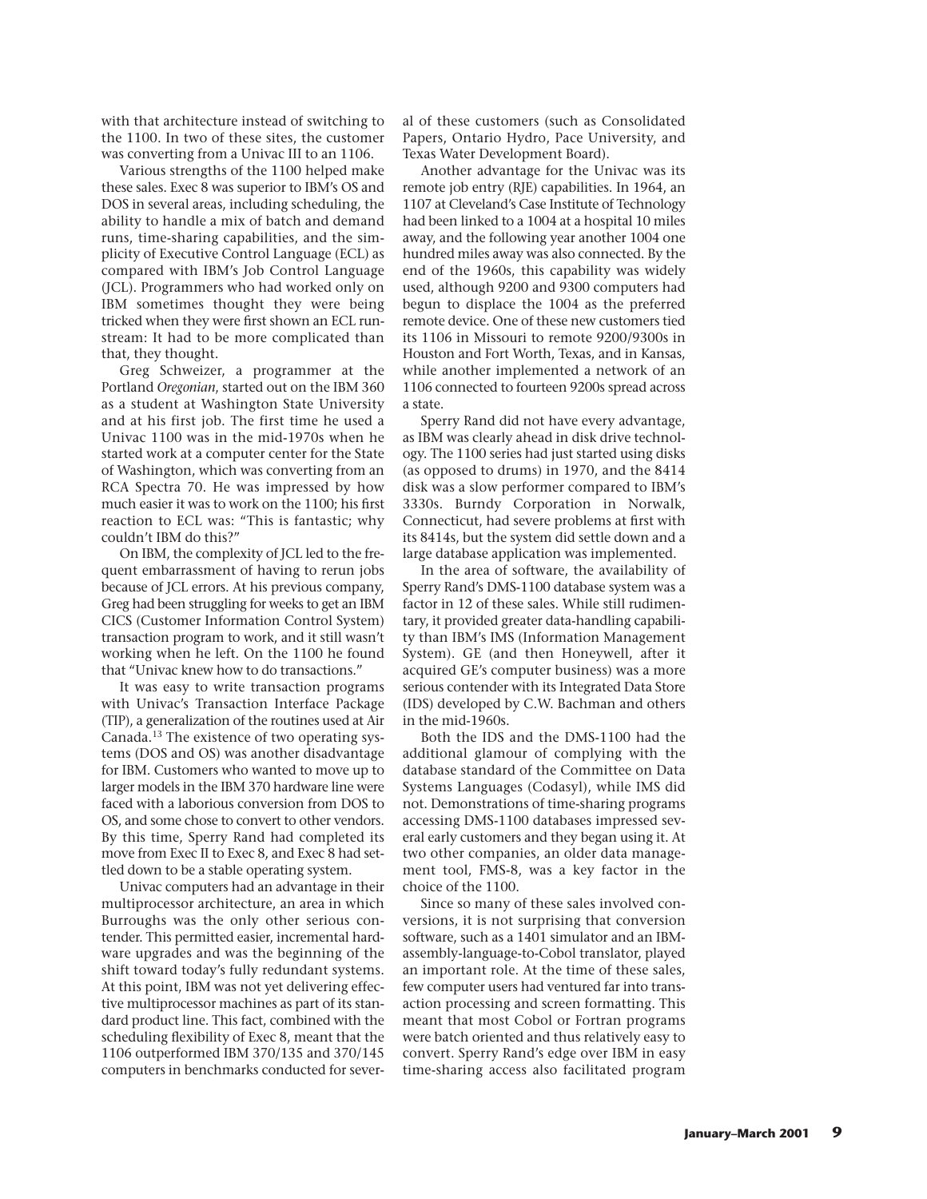with that architecture instead of switching to the 1100. In two of these sites, the customer was converting from a Univac III to an 1106.

Various strengths of the 1100 helped make these sales. Exec 8 was superior to IBM's OS and DOS in several areas, including scheduling, the ability to handle a mix of batch and demand runs, time-sharing capabilities, and the simplicity of Executive Control Language (ECL) as compared with IBM's Job Control Language (JCL). Programmers who had worked only on IBM sometimes thought they were being tricked when they were first shown an ECL runstream: It had to be more complicated than that, they thought.

Greg Schweizer, a programmer at the Portland *Oregonian*, started out on the IBM 360 as a student at Washington State University and at his first job. The first time he used a Univac 1100 was in the mid-1970s when he started work at a computer center for the State of Washington, which was converting from an RCA Spectra 70. He was impressed by how much easier it was to work on the 1100; his first reaction to ECL was: "This is fantastic; why couldn't IBM do this?"

On IBM, the complexity of JCL led to the frequent embarrassment of having to rerun jobs because of JCL errors. At his previous company, Greg had been struggling for weeks to get an IBM CICS (Customer Information Control System) transaction program to work, and it still wasn't working when he left. On the 1100 he found that "Univac knew how to do transactions."

It was easy to write transaction programs with Univac's Transaction Interface Package (TIP), a generalization of the routines used at Air Canada.[13] The existence of two operating systems (DOS and OS) was another disadvantage for IBM. Customers who wanted to move up to larger models in the IBM 370 hardware line were faced with a laborious conversion from DOS to OS, and some chose to convert to other vendors. By this time, Sperry Rand had completed its move from Exec II to Exec 8, and Exec 8 had settled down to be a stable operating system.

Univac computers had an advantage in their multiprocessor architecture, an area in which Burroughs was the only other serious contender. This permitted easier, incremental hardware upgrades and was the beginning of the shift toward today's fully redundant systems. At this point, IBM was not yet delivering effective multiprocessor machines as part of its standard product line. This fact, combined with the scheduling flexibility of Exec 8, meant that the 1106 outperformed IBM 370/135 and 370/145 computers in benchmarks conducted for several of these customers (such as Consolidated Papers, Ontario Hydro, Pace University, and Texas Water Development Board).

Another advantage for the Univac was its remote job entry (RJE) capabilities. In 1964, an 1107 at Cleveland's Case Institute of Technology had been linked to a 1004 at a hospital 10 miles away, and the following year another 1004 one hundred miles away was also connected. By the end of the 1960s, this capability was widely used, although 9200 and 9300 computers had begun to displace the 1004 as the preferred remote device. One of these new customers tied its 1106 in Missouri to remote 9200/9300s in Houston and Fort Worth, Texas, and in Kansas, while another implemented a network of an 1106 connected to fourteen 9200s spread across a state.

Sperry Rand did not have every advantage, as IBM was clearly ahead in disk drive technology. The 1100 series had just started using disks (as opposed to drums) in 1970, and the 8414 disk was a slow performer compared to IBM's 3330s. Burndy Corporation in Norwalk, Connecticut, had severe problems at first with its 8414s, but the system did settle down and a large database application was implemented.

In the area of software, the availability of Sperry Rand's DMS-1100 database system was a factor in 12 of these sales. While still rudimentary, it provided greater data-handling capability than IBM's IMS (Information Management System). GE (and then Honeywell, after it acquired GE's computer business) was a more serious contender with its Integrated Data Store (IDS) developed by C.W. Bachman and others in the mid-1960s.

Both the IDS and the DMS-1100 had the additional glamour of complying with the database standard of the Committee on Data Systems Languages (Codasyl), while IMS did not. Demonstrations of time-sharing programs accessing DMS-1100 databases impressed several early customers and they began using it. At two other companies, an older data management tool, FMS-8, was a key factor in the choice of the 1100.

Since so many of these sales involved conversions, it is not surprising that conversion software, such as a 1401 simulator and an IBM-assembly-language-to-Cobol translator, played an important role. At the time of these sales, few computer users had ventured far into transaction processing and screen formatting. This meant that most Cobol or Fortran programs were batch oriented and thus relatively easy to convert. Sperry Rand's edge over IBM in easy time-sharing access also facilitated program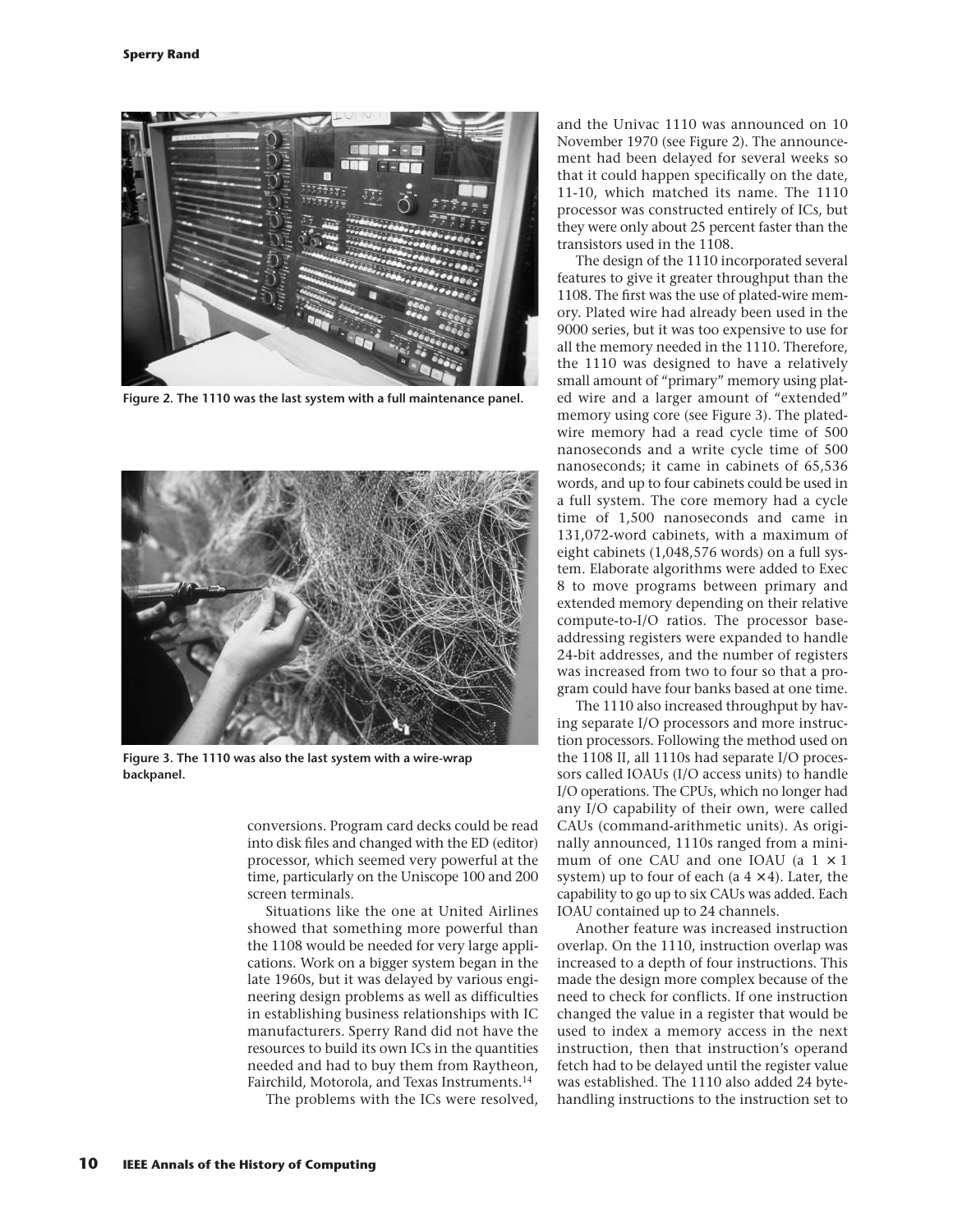Figure 2. The 1110 was the last system with a full maintenance panel.

Figure 3. The 1110 was also the last system with a wire-wrap backpanel.

conversions. Program card decks could be read into disk files and changed with the ED (editor) processor, which seemed very powerful at the time, particularly on the Uniscope 100 and 200 screen terminals.

Situations like the one at United Airlines showed that something more powerful than the 1108 would be needed for very large applications. Work on a bigger system began in the late 1960s, but it was delayed by various engineering design problems as well as difficulties in establishing business relationships with IC manufacturers. Sperry Rand did not have the resources to build its own ICs in the quantities needed and had to buy them from Raytheon, Fairchild, Motorola, and Texas Instruments.[14]

The problems with the ICs were resolved, and the Univac 1110 was announced on 10 November 1970 (see Figure 2). The announcement had been delayed for several weeks so that it could happen specifically on the date, 11-10, which matched its name. The 1110 processor was constructed entirely of ICs, but they were only about 25 percent faster than the transistors used in the 1108.

The design of the 1110 incorporated several features to give it greater throughput than the 1108. The first was the use of plated-wire memory. Plated wire had already been used in the 9000 series, but it was too expensive to use for all the memory needed in the 1110. Therefore, the 1110 was designed to have a relatively small amount of "primary" memory using plated wire and a larger amount of "extended" memory using core (see Figure 3). The plated-wire memory had a read cycle time of 500 nanoseconds and a write cycle time of 500 nanoseconds; it came in cabinets of 65,536 words, and up to four cabinets could be used in a full system. The core memory had a cycle time of 1,500 nanoseconds and came in 131,072-word cabinets, with a maximum of eight cabinets (1,048,576 words) on a full system. Elaborate algorithms were added to Exec 8 to move programs between primary and extended memory depending on their relative compute-to-I/O ratios. The processor base-addressing registers were expanded to handle 24-bit addresses, and the number of registers was increased from two to four so that a program could have four banks based at one time.

The 1110 also increased throughput by having separate I/O processors and more instruction processors. Following the method used on the 1108 II, all 1110s had separate I/O processors called IOAUs (I/O access units) to handle I/O operations. The CPUs, which no longer had any I/O capability of their own, were called CAUs (command-arithmetic units). As originally announced, 1110s ranged from a minimum of one CAU and one IOAU (a $1 \times 1$ system) up to four of each (a $4 \times 4$). Later, the capability to go up to six CAUs was added. Each IOAU contained up to 24 channels.

Another feature was increased instruction overlap. On the 1110, instruction overlap was increased to a depth of four instructions. This made the design more complex because of the need to check for conflicts. If one instruction changed the value in a register that would be used to index a memory access in the next instruction, then that instruction's operand fetch had to be delayed until the register value was established. The 1110 also added 24 byte-handling instructions to the instruction set to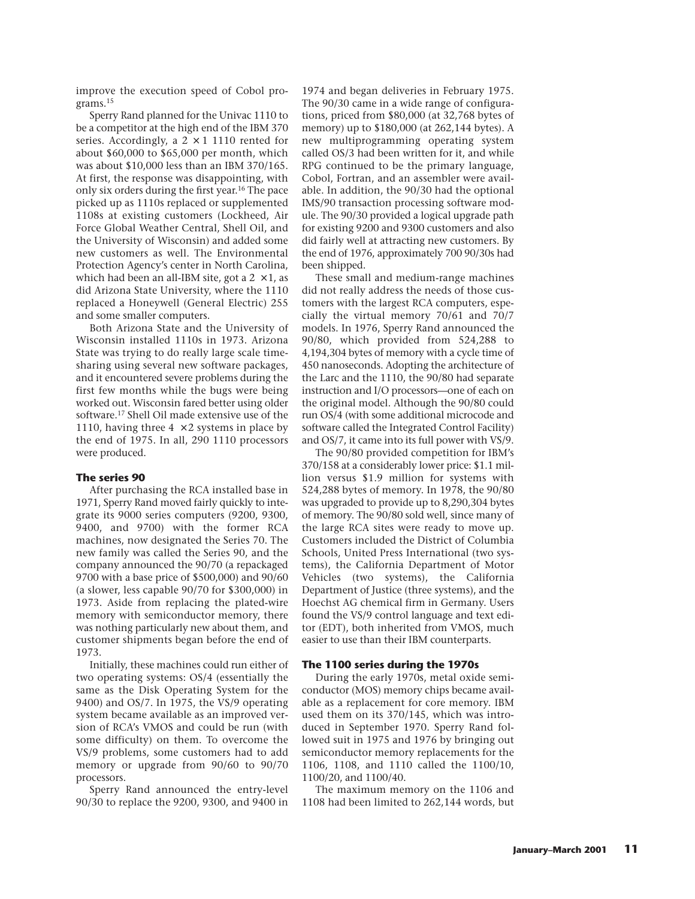improve the execution speed of Cobol programs.[15]

Sperry Rand planned for the Univac 1110 to be a competitor at the high end of the IBM 370 series. Accordingly, a 2 × 1 1110 rented for about $60,000 to $65,000 per month, which was about $10,000 less than an IBM 370/165. At first, the response was disappointing, with only six orders during the first year.[16] The pace picked up as 1110s replaced or supplemented 1108s at existing customers (Lockheed, Air Force Global Weather Central, Shell Oil, and the University of Wisconsin) and added some new customers as well. The Environmental Protection Agency's center in North Carolina, which had been an all-IBM site, got a 2 × 1, as did Arizona State University, where the 1110 replaced a Honeywell (General Electric) 255 and some smaller computers.

Both Arizona State and the University of Wisconsin installed 1110s in 1973. Arizona State was trying to do really large scale timesharing using several new software packages, and it encountered severe problems during the first few months while the bugs were being worked out. Wisconsin fared better using older software.[17] Shell Oil made extensive use of the 1110, having three 4 × 2 systems in place by the end of 1975. In all, 290 1110 processors were produced.

### The series 90

After purchasing the RCA installed base in 1971, Sperry Rand moved fairly quickly to integrate its 9000 series computers (9200, 9300, 9400, and 9700) with the former RCA machines, now designated the Series 70. The new family was called the Series 90, and the company announced the 90/70 (a repackaged 9700 with a base price of $500,000) and 90/60 (a slower, less capable 90/70 for $300,000) in 1973. Aside from replacing the plated-wire memory with semiconductor memory, there was nothing particularly new about them, and customer shipments began before the end of 1973.

Initially, these machines could run either of two operating systems: OS/4 (essentially the same as the Disk Operating System for the 9400) and OS/7. In 1975, the VS/9 operating system became available as an improved version of RCA's VMOS and could be run (with some difficulty) on them. To overcome the VS/9 problems, some customers had to add memory or upgrade from 90/60 to 90/70 processors.

Sperry Rand announced the entry-level 90/30 to replace the 9200, 9300, and 9400 in 1974 and began deliveries in February 1975. The 90/30 came in a wide range of configurations, priced from $80,000 (at 32,768 bytes of memory) up to $180,000 (at 262,144 bytes). A new multiprogramming operating system called OS/3 had been written for it, and while RPG continued to be the primary language, Cobol, Fortran, and an assembler were available. In addition, the 90/30 had the optional IMS/90 transaction processing software module. The 90/30 provided a logical upgrade path for existing 9200 and 9300 customers and also did fairly well at attracting new customers. By the end of 1976, approximately 700 90/30s had been shipped.

These small and medium-range machines did not really address the needs of those customers with the largest RCA computers, especially the virtual memory 70/61 and 70/7 models. In 1976, Sperry Rand announced the 90/80, which provided from 524,288 to 4,194,304 bytes of memory with a cycle time of 450 nanoseconds. Adopting the architecture of the Larc and the 1110, the 90/80 had separate instruction and I/O processors—one of each on the original model. Although the 90/80 could run OS/4 (with some additional microcode and software called the Integrated Control Facility) and OS/7, it came into its full power with VS/9.

The 90/80 provided competition for IBM's 370/158 at a considerably lower price: $1.1 million versus $1.9 million for systems with 524,288 bytes of memory. In 1978, the 90/80 was upgraded to provide up to 8,290,304 bytes of memory. The 90/80 sold well, since many of the large RCA sites were ready to move up. Customers included the District of Columbia Schools, United Press International (two systems), the California Department of Motor Vehicles (two systems), the California Department of Justice (three systems), and the Hoechst AG chemical firm in Germany. Users found the VS/9 control language and text editor (EDT), both inherited from VMOS, much easier to use than their IBM counterparts.

### The 1100 series during the 1970s

During the early 1970s, metal oxide semiconductor (MOS) memory chips became available as a replacement for core memory. IBM used them on its 370/145, which was introduced in September 1970. Sperry Rand followed suit in 1975 and 1976 by bringing out semiconductor memory replacements for the 1106, 1108, and 1110 called the 1100/10, 1100/20, and 1100/40.

The maximum memory on the 1106 and 1108 had been limited to 262,144 words, but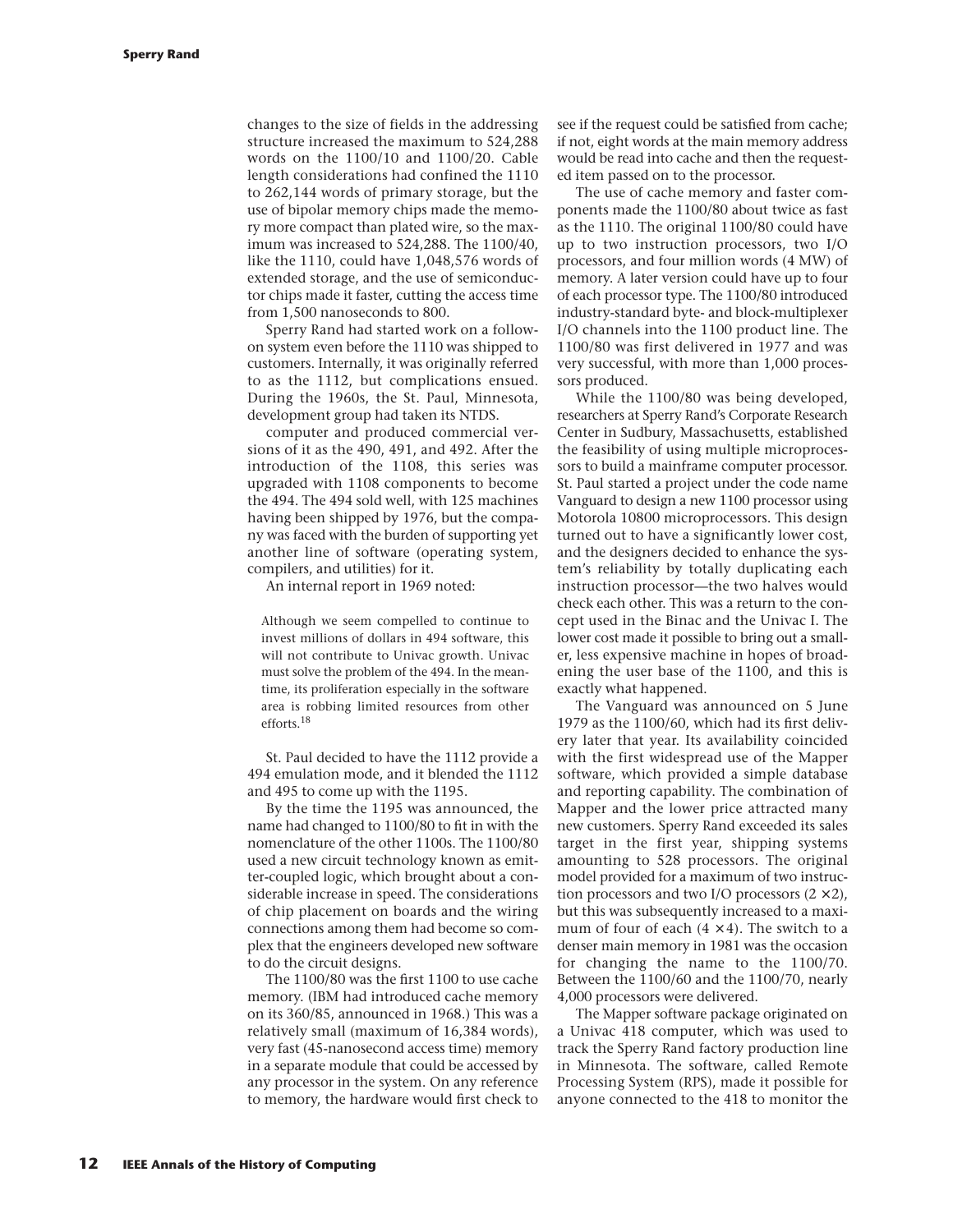changes to the size of fields in the addressing structure increased the maximum to 524,288 words on the 1100/10 and 1100/20. Cable length considerations had confined the 1110 to 262,144 words of primary storage, but the use of bipolar memory chips made the memory more compact than plated wire, so the maximum was increased to 524,288. The 1100/40, like the 1110, could have 1,048,576 words of extended storage, and the use of semiconductor chips made it faster, cutting the access time from 1,500 nanoseconds to 800.

Sperry Rand had started work on a follow-on system even before the 1110 was shipped to customers. Internally, it was originally referred to as the 1112, but complications ensued. During the 1960s, the St. Paul, Minnesota, development group had taken its NTDS.

computer and produced commercial versions of it as the 490, 491, and 492. After the introduction of the 1108, this series was upgraded with 1108 components to become the 494. The 494 sold well, with 125 machines having been shipped by 1976, but the company was faced with the burden of supporting yet another line of software (operating system, compilers, and utilities) for it.

An internal report in 1969 noted:

> Although we seem compelled to continue to invest millions of dollars in 494 software, this will not contribute to Univac growth. Univac must solve the problem of the 494. In the meantime, its proliferation especially in the software area is robbing limited resources from other efforts.[18]

St. Paul decided to have the 1112 provide a 494 emulation mode, and it blended the 1112 and 495 to come up with the 1195.

By the time the 1195 was announced, the name had changed to 1100/80 to fit in with the nomenclature of the other 1100s. The 1100/80 used a new circuit technology known as emitter-coupled logic, which brought about a considerable increase in speed. The considerations of chip placement on boards and the wiring connections among them had become so complex that the engineers developed new software to do the circuit designs.

The 1100/80 was the first 1100 to use cache memory. (IBM had introduced cache memory on its 360/85, announced in 1968.) This was a relatively small (maximum of 16,384 words), very fast (45-nanosecond access time) memory in a separate module that could be accessed by any processor in the system. On any reference to memory, the hardware would first check to see if the request could be satisfied from cache; if not, eight words at the main memory address would be read into cache and then the requested item passed on to the processor.

The use of cache memory and faster components made the 1100/80 about twice as fast as the 1110. The original 1100/80 could have up to two instruction processors, two I/O processors, and four million words (4 MW) of memory. A later version could have up to four of each processor type. The 1100/80 introduced industry-standard byte- and block-multiplexer I/O channels into the 1100 product line. The 1100/80 was first delivered in 1977 and was very successful, with more than 1,000 processors produced.

While the 1100/80 was being developed, researchers at Sperry Rand's Corporate Research Center in Sudbury, Massachusetts, established the feasibility of using multiple microprocessors to build a mainframe computer processor. St. Paul started a project under the code name Vanguard to design a new 1100 processor using Motorola 10800 microprocessors. This design turned out to have a significantly lower cost, and the designers decided to enhance the system's reliability by totally duplicating each instruction processor—the two halves would check each other. This was a return to the concept used in the Binac and the Univac I. The lower cost made it possible to bring out a smaller, less expensive machine in hopes of broadening the user base of the 1100, and this is exactly what happened.

The Vanguard was announced on 5 June 1979 as the 1100/60, which had its first delivery later that year. Its availability coincided with the first widespread use of the Mapper software, which provided a simple database and reporting capability. The combination of Mapper and the lower price attracted many new customers. Sperry Rand exceeded its sales target in the first year, shipping systems amounting to 528 processors. The original model provided for a maximum of two instruction processors and two I/O processors ($2 \times 2$), but this was subsequently increased to a maximum of four of each ($4 \times 4$). The switch to a denser main memory in 1981 was the occasion for changing the name to the 1100/70. Between the 1100/60 and the 1100/70, nearly 4,000 processors were delivered.

The Mapper software package originated on a Univac 418 computer, which was used to track the Sperry Rand factory production line in Minnesota. The software, called Remote Processing System (RPS), made it possible for anyone connected to the 418 to monitor the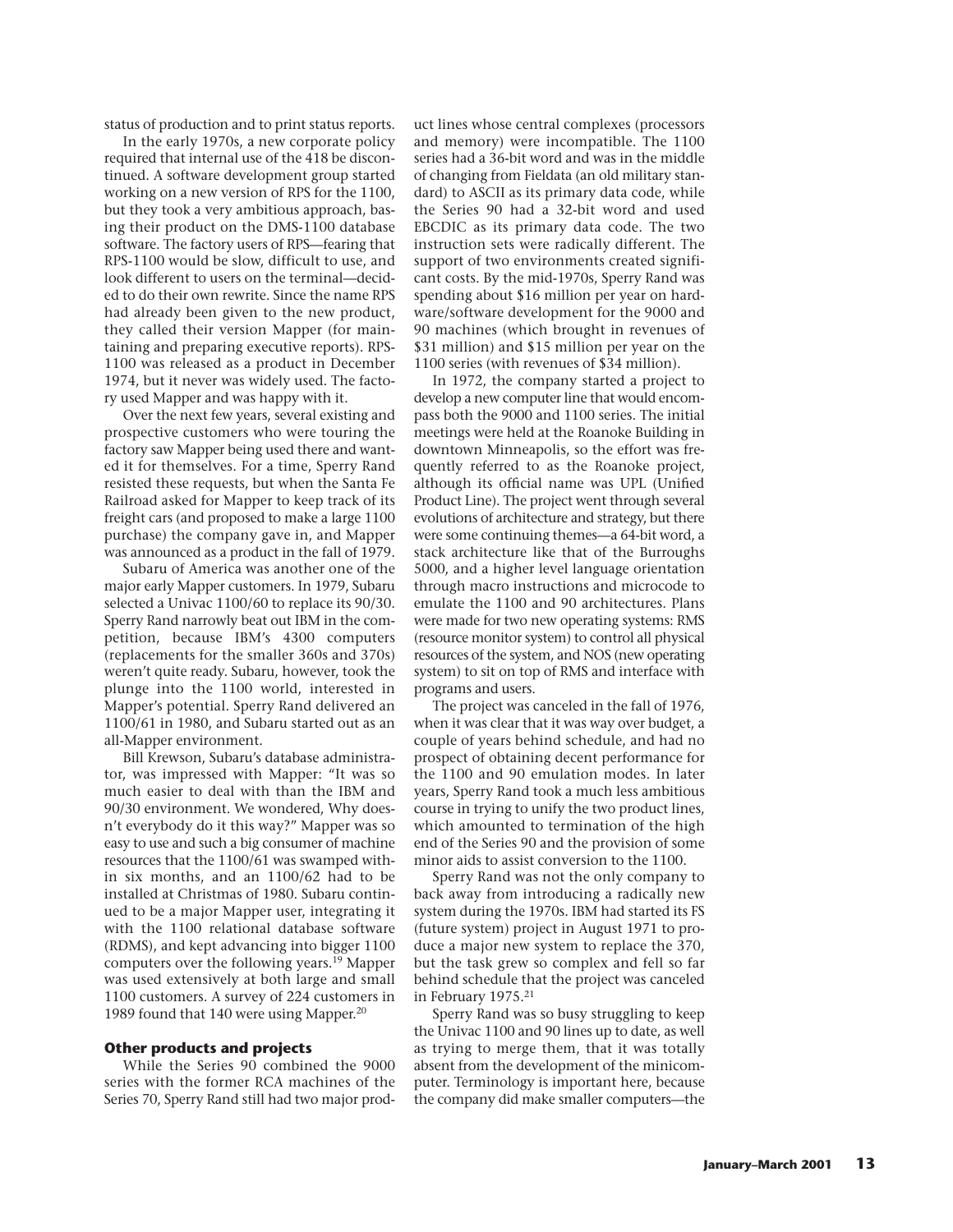status of production and to print status reports.

In the early 1970s, a new corporate policy required that internal use of the 418 be discontinued. A software development group started working on a new version of RPS for the 1100, but they took a very ambitious approach, basing their product on the DMS-1100 database software. The factory users of RPS—fearing that RPS-1100 would be slow, difficult to use, and look different to users on the terminal—decided to do their own rewrite. Since the name RPS had already been given to the new product, they called their version Mapper (for maintaining and preparing executive reports). RPS-1100 was released as a product in December 1974, but it never was widely used. The factory used Mapper and was happy with it.

Over the next few years, several existing and prospective customers who were touring the factory saw Mapper being used there and wanted it for themselves. For a time, Sperry Rand resisted these requests, but when the Santa Fe Railroad asked for Mapper to keep track of its freight cars (and proposed to make a large 1100 purchase) the company gave in, and Mapper was announced as a product in the fall of 1979.

Subaru of America was another one of the major early Mapper customers. In 1979, Subaru selected a Univac 1100/60 to replace its 90/30. Sperry Rand narrowly beat out IBM in the competition, because IBM's 4300 computers (replacements for the smaller 360s and 370s) weren't quite ready. Subaru, however, took the plunge into the 1100 world, interested in Mapper's potential. Sperry Rand delivered an 1100/61 in 1980, and Subaru started out as an all-Mapper environment.

Bill Krewson, Subaru's database administrator, was impressed with Mapper: "It was so much easier to deal with than the IBM and 90/30 environment. We wondered, Why doesn't everybody do it this way?" Mapper was so easy to use and such a big consumer of machine resources that the 1100/61 was swamped within six months, and an 1100/62 had to be installed at Christmas of 1980. Subaru continued to be a major Mapper user, integrating it with the 1100 relational database software (RDMS), and kept advancing into bigger 1100 computers over the following years.[19] Mapper was used extensively at both large and small 1100 customers. A survey of 224 customers in 1989 found that 140 were using Mapper.[20]

### Other products and projects

While the Series 90 combined the 9000 series with the former RCA machines of the Series 70, Sperry Rand still had two major product lines whose central complexes (processors and memory) were incompatible. The 1100 series had a 36-bit word and was in the middle of changing from Fieldata (an old military standard) to ASCII as its primary data code, while the Series 90 had a 32-bit word and used EBCDIC as its primary data code. The two instruction sets were radically different. The support of two environments created significant costs. By the mid-1970s, Sperry Rand was spending about $16 million per year on hardware/software development for the 9000 and 90 machines (which brought in revenues of $31 million) and $15 million per year on the 1100 series (with revenues of $34 million).

In 1972, the company started a project to develop a new computer line that would encompass both the 9000 and 1100 series. The initial meetings were held at the Roanoke Building in downtown Minneapolis, so the effort was frequently referred to as the Roanoke project, although its official name was UPL (Unified Product Line). The project went through several evolutions of architecture and strategy, but there were some continuing themes—a 64-bit word, a stack architecture like that of the Burroughs 5000, and a higher level language orientation through macro instructions and microcode to emulate the 1100 and 90 architectures. Plans were made for two new operating systems: RMS (resource monitor system) to control all physical resources of the system, and NOS (new operating system) to sit on top of RMS and interface with programs and users.

The project was canceled in the fall of 1976, when it was clear that it was way over budget, a couple of years behind schedule, and had no prospect of obtaining decent performance for the 1100 and 90 emulation modes. In later years, Sperry Rand took a much less ambitious course in trying to unify the two product lines, which amounted to termination of the high end of the Series 90 and the provision of some minor aids to assist conversion to the 1100.

Sperry Rand was not the only company to back away from introducing a radically new system during the 1970s. IBM had started its FS (future system) project in August 1971 to produce a major new system to replace the 370, but the task grew so complex and fell so far behind schedule that the project was canceled in February 1975.[21]

Sperry Rand was so busy struggling to keep the Univac 1100 and 90 lines up to date, as well as trying to merge them, that it was totally absent from the development of the minicomputer. Terminology is important here, because the company did make smaller computers—the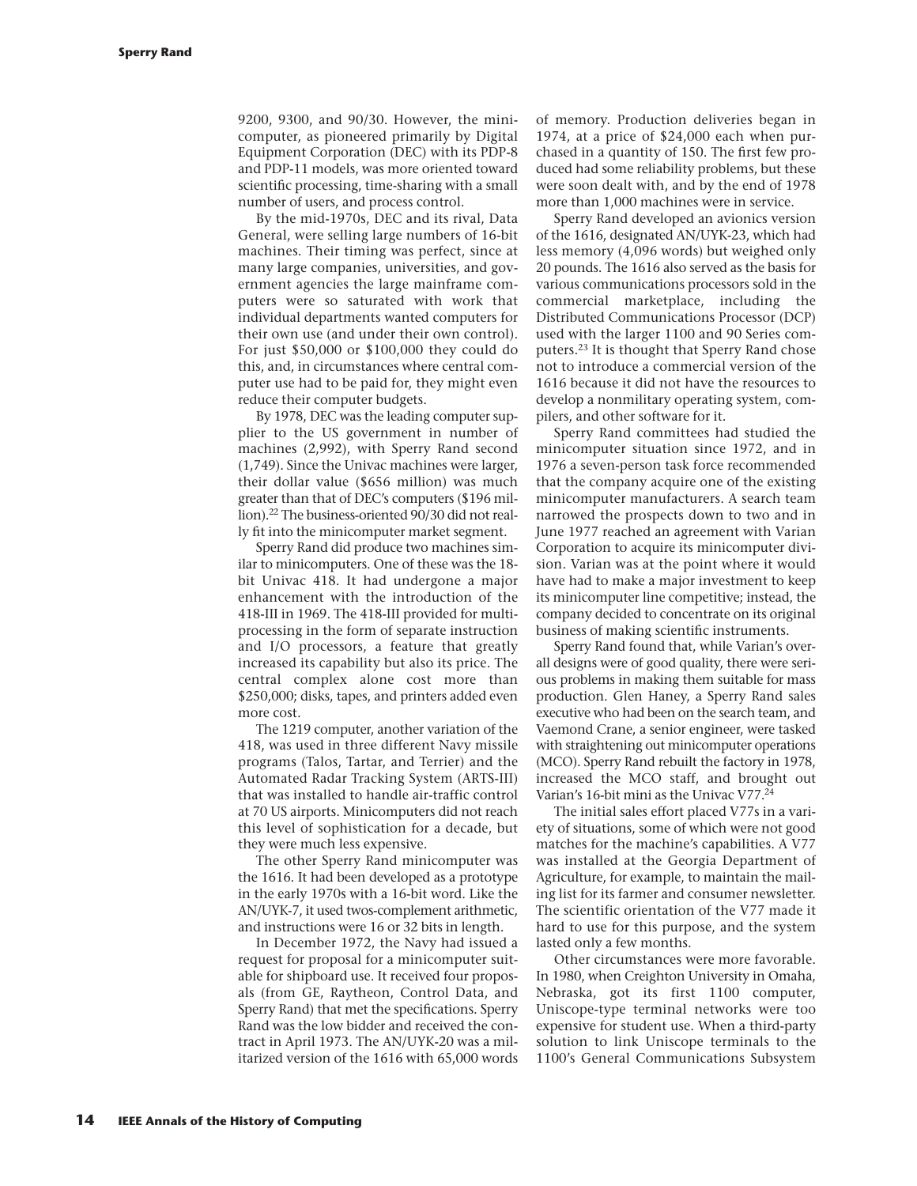9200, 9300, and 90/30. However, the minicomputer, as pioneered primarily by Digital Equipment Corporation (DEC) with its PDP-8 and PDP-11 models, was more oriented toward scientific processing, time-sharing with a small number of users, and process control.

By the mid-1970s, DEC and its rival, Data General, were selling large numbers of 16-bit machines. Their timing was perfect, since at many large companies, universities, and government agencies the large mainframe computers were so saturated with work that individual departments wanted computers for their own use (and under their own control). For just \$50,000 or \$100,000 they could do this, and, in circumstances where central computer use had to be paid for, they might even reduce their computer budgets.

By 1978, DEC was the leading computer supplier to the US government in number of machines (2,992), with Sperry Rand second (1,749). Since the Univac machines were larger, their dollar value (\$656 million) was much greater than that of DEC's computers (\$196 million).[22] The business-oriented 90/30 did not really fit into the minicomputer market segment.

Sperry Rand did produce two machines similar to minicomputers. One of these was the 18-bit Univac 418. It had undergone a major enhancement with the introduction of the 418-III in 1969. The 418-III provided for multiprocessing in the form of separate instruction and I/O processors, a feature that greatly increased its capability but also its price. The central complex alone cost more than \$250,000; disks, tapes, and printers added even more cost.

The 1219 computer, another variation of the 418, was used in three different Navy missile programs (Talos, Tartar, and Terrier) and the Automated Radar Tracking System (ARTS-III) that was installed to handle air-traffic control at 70 US airports. Minicomputers did not reach this level of sophistication for a decade, but they were much less expensive.

The other Sperry Rand minicomputer was the 1616. It had been developed as a prototype in the early 1970s with a 16-bit word. Like the AN/UYK-7, it used twos-complement arithmetic, and instructions were 16 or 32 bits in length.

In December 1972, the Navy had issued a request for proposal for a minicomputer suitable for shipboard use. It received four proposals (from GE, Raytheon, Control Data, and Sperry Rand) that met the specifications. Sperry Rand was the low bidder and received the contract in April 1973. The AN/UYK-20 was a militarized version of the 1616 with 65,000 words of memory. Production deliveries began in 1974, at a price of \$24,000 each when purchased in a quantity of 150. The first few produced had some reliability problems, but these were soon dealt with, and by the end of 1978 more than 1,000 machines were in service.

Sperry Rand developed an avionics version of the 1616, designated AN/UYK-23, which had less memory (4,096 words) but weighed only 20 pounds. The 1616 also served as the basis for various communications processors sold in the commercial marketplace, including the Distributed Communications Processor (DCP) used with the larger 1100 and 90 Series computers.[23] It is thought that Sperry Rand chose not to introduce a commercial version of the 1616 because it did not have the resources to develop a nonmilitary operating system, compilers, and other software for it.

Sperry Rand committees had studied the minicomputer situation since 1972, and in 1976 a seven-person task force recommended that the company acquire one of the existing minicomputer manufacturers. A search team narrowed the prospects down to two and in June 1977 reached an agreement with Varian Corporation to acquire its minicomputer division. Varian was at the point where it would have had to make a major investment to keep its minicomputer line competitive; instead, the company decided to concentrate on its original business of making scientific instruments.

Sperry Rand found that, while Varian's overall designs were of good quality, there were serious problems in making them suitable for mass production. Glen Haney, a Sperry Rand sales executive who had been on the search team, and Vaemond Crane, a senior engineer, were tasked with straightening out minicomputer operations (MCO). Sperry Rand rebuilt the factory in 1978, increased the MCO staff, and brought out Varian's 16-bit mini as the Univac V77.[24]

The initial sales effort placed V77s in a variety of situations, some of which were not good matches for the machine's capabilities. A V77 was installed at the Georgia Department of Agriculture, for example, to maintain the mailing list for its farmer and consumer newsletter. The scientific orientation of the V77 made it hard to use for this purpose, and the system lasted only a few months.

Other circumstances were more favorable. In 1980, when Creighton University in Omaha, Nebraska, got its first 1100 computer, Uniscope-type terminal networks were too expensive for student use. When a third-party solution to link Uniscope terminals to the 1100's General Communications Subsystem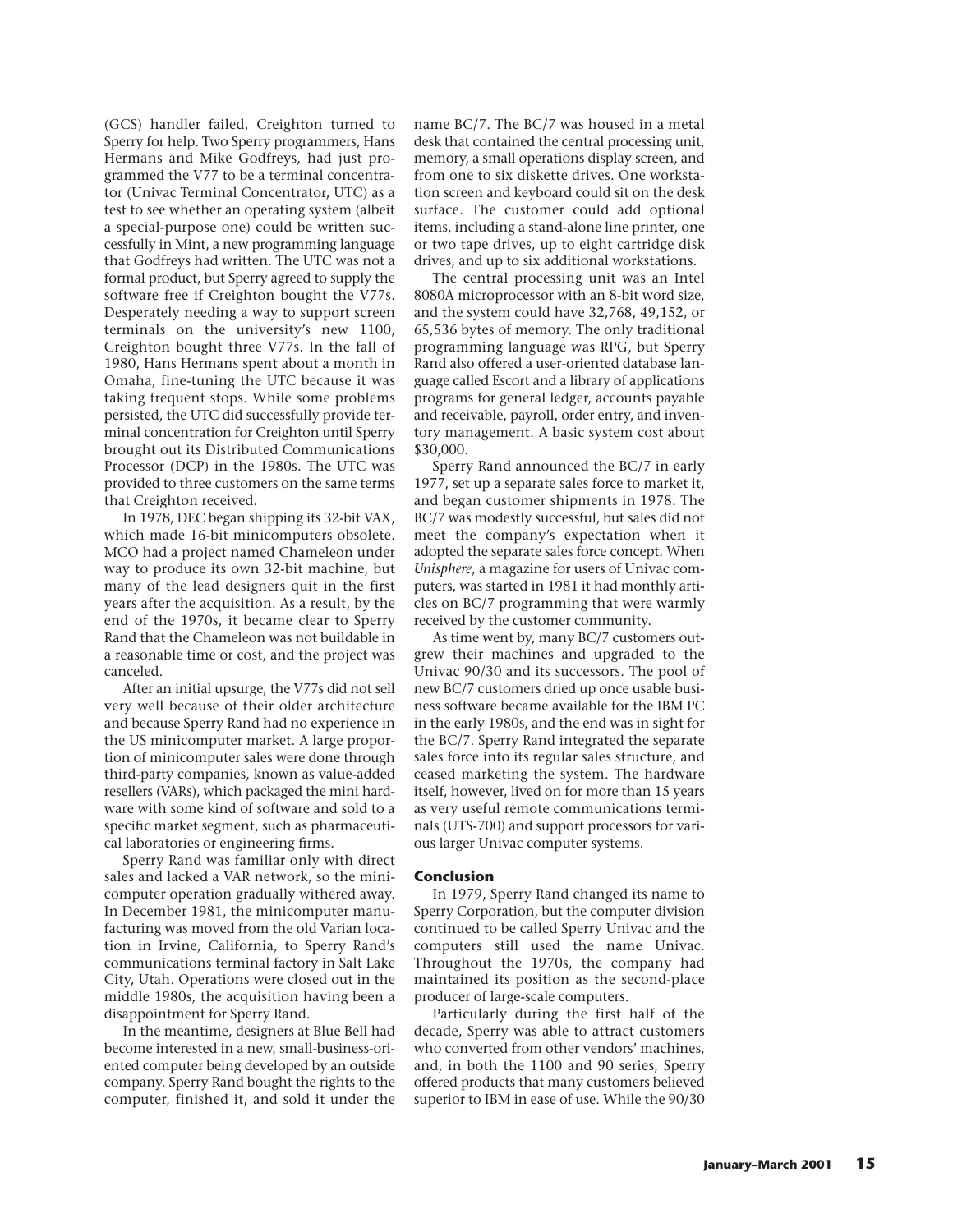(GCS) handler failed, Creighton turned to Sperry for help. Two Sperry programmers, Hans Hermans and Mike Godfreys, had just programmed the V77 to be a terminal concentrator (Univac Terminal Concentrator, UTC) as a test to see whether an operating system (albeit a special-purpose one) could be written successfully in Mint, a new programming language that Godfreys had written. The UTC was not a formal product, but Sperry agreed to supply the software free if Creighton bought the V77s. Desperately needing a way to support screen terminals on the university's new 1100, Creighton bought three V77s. In the fall of 1980, Hans Hermans spent about a month in Omaha, fine-tuning the UTC because it was taking frequent stops. While some problems persisted, the UTC did successfully provide terminal concentration for Creighton until Sperry brought out its Distributed Communications Processor (DCP) in the 1980s. The UTC was provided to three customers on the same terms that Creighton received.

In 1978, DEC began shipping its 32-bit VAX, which made 16-bit minicomputers obsolete. MCO had a project named Chameleon under way to produce its own 32-bit machine, but many of the lead designers quit in the first years after the acquisition. As a result, by the end of the 1970s, it became clear to Sperry Rand that the Chameleon was not buildable in a reasonable time or cost, and the project was canceled.

After an initial upsurge, the V77s did not sell very well because of their older architecture and because Sperry Rand had no experience in the US minicomputer market. A large proportion of minicomputer sales were done through third-party companies, known as value-added resellers (VARs), which packaged the mini hardware with some kind of software and sold to a specific market segment, such as pharmaceutical laboratories or engineering firms.

Sperry Rand was familiar only with direct sales and lacked a VAR network, so the minicomputer operation gradually withered away. In December 1981, the minicomputer manufacturing was moved from the old Varian location in Irvine, California, to Sperry Rand's communications terminal factory in Salt Lake City, Utah. Operations were closed out in the middle 1980s, the acquisition having been a disappointment for Sperry Rand.

In the meantime, designers at Blue Bell had become interested in a new, small-business-oriented computer being developed by an outside company. Sperry Rand bought the rights to the computer, finished it, and sold it under the name BC/7. The BC/7 was housed in a metal desk that contained the central processing unit, memory, a small operations display screen, and from one to six diskette drives. One workstation screen and keyboard could sit on the desk surface. The customer could add optional items, including a stand-alone line printer, one or two tape drives, up to eight cartridge disk drives, and up to six additional workstations.

The central processing unit was an Intel 8080A microprocessor with an 8-bit word size, and the system could have 32,768, 49,152, or 65,536 bytes of memory. The only traditional programming language was RPG, but Sperry Rand also offered a user-oriented database language called Escort and a library of applications programs for general ledger, accounts payable and receivable, payroll, order entry, and inventory management. A basic system cost about $30,000.

Sperry Rand announced the BC/7 in early 1977, set up a separate sales force to market it, and began customer shipments in 1978. The BC/7 was modestly successful, but sales did not meet the company's expectation when it adopted the separate sales force concept. When *Unisphere*, a magazine for users of Univac computers, was started in 1981 it had monthly articles on BC/7 programming that were warmly received by the customer community.

As time went by, many BC/7 customers outgrew their machines and upgraded to the Univac 90/30 and its successors. The pool of new BC/7 customers dried up once usable business software became available for the IBM PC in the early 1980s, and the end was in sight for the BC/7. Sperry Rand integrated the separate sales force into its regular sales structure, and ceased marketing the system. The hardware itself, however, lived on for more than 15 years as very useful remote communications terminals (UTS-700) and support processors for various larger Univac computer systems.

## Conclusion

In 1979, Sperry Rand changed its name to Sperry Corporation, but the computer division continued to be called Sperry Univac and the computers still used the name Univac. Throughout the 1970s, the company had maintained its position as the second-place producer of large-scale computers.

Particularly during the first half of the decade, Sperry was able to attract customers who converted from other vendors' machines, and, in both the 1100 and 90 series, Sperry offered products that many customers believed superior to IBM in ease of use. While the 90/30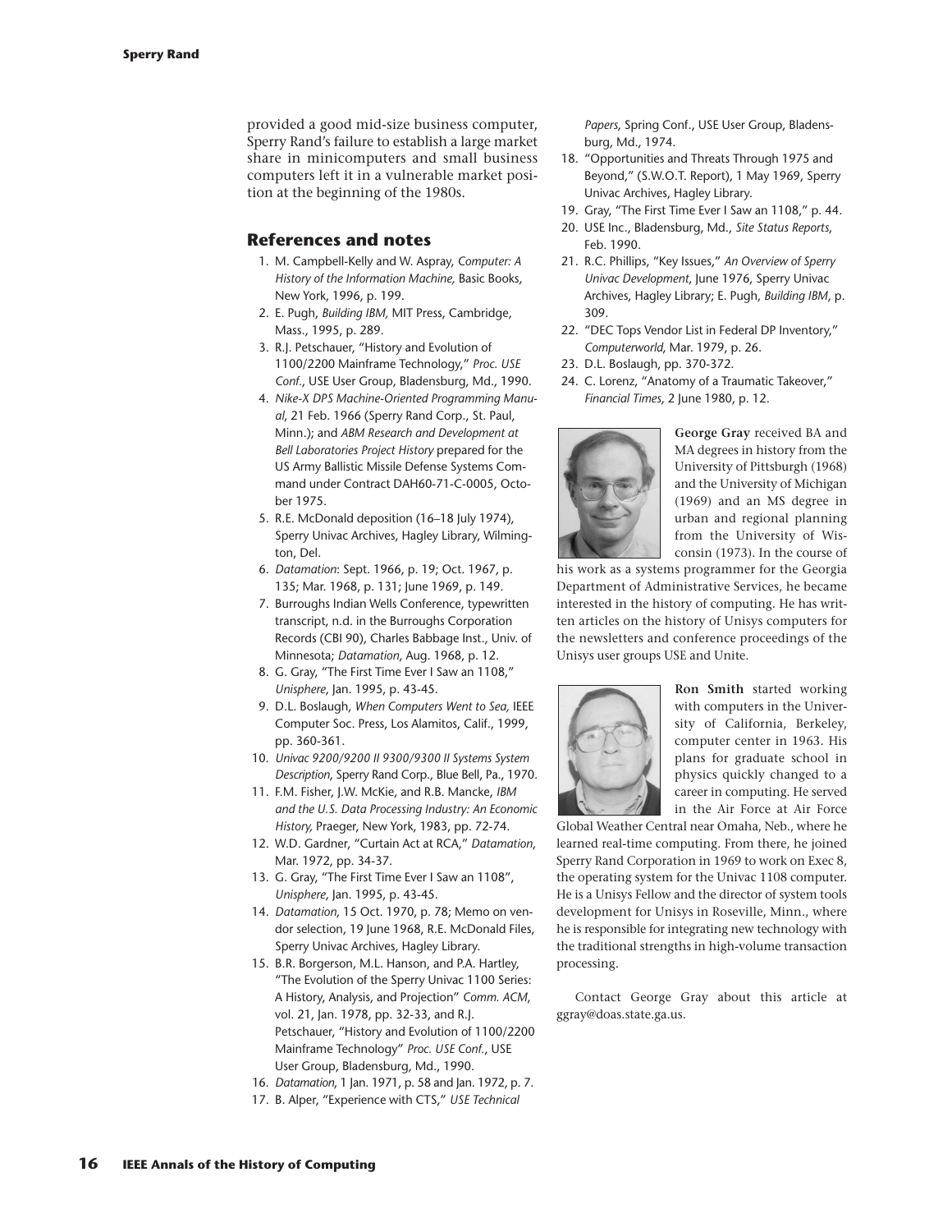provided a good mid-size business computer, Sperry Rand's failure to establish a large market share in minicomputers and small business computers left it in a vulnerable market position at the beginning of the 1980s.

## References and notes

1. M. Campbell-Kelly and W. Aspray, *Computer: A History of the Information Machine,* Basic Books, New York, 1996, p. 199.
2. E. Pugh, *Building IBM,* MIT Press, Cambridge, Mass., 1995, p. 289.
3. R.J. Petschauer, "History and Evolution of 1100/2200 Mainframe Technology," *Proc. USE Conf.*, USE User Group, Bladensburg, Md., 1990.
4. *Nike-X DPS Machine-Oriented Programming Manual*, 21 Feb. 1966 (Sperry Rand Corp., St. Paul, Minn.); and *ABM Research and Development at Bell Laboratories Project History* prepared for the US Army Ballistic Missile Defense Systems Command under Contract DAH60-71-C-0005, October 1975.
5. R.E. McDonald deposition (16–18 July 1974), Sperry Univac Archives, Hagley Library, Wilmington, Del.
6. *Datamation*: Sept. 1966, p. 19; Oct. 1967, p. 135; Mar. 1968, p. 131; June 1969, p. 149.
7. Burroughs Indian Wells Conference, typewritten transcript, n.d. in the Burroughs Corporation Records (CBI 90), Charles Babbage Inst., Univ. of Minnesota; *Datamation*, Aug. 1968, p. 12.
8. G. Gray, "The First Time Ever I Saw an 1108," *Unisphere*, Jan. 1995, p. 43-45.
9. D.L. Boslaugh, *When Computers Went to Sea,* IEEE Computer Soc. Press, Los Alamitos, Calif., 1999, pp. 360-361.
10. *Univac 9200/9200 II 9300/9300 II Systems System Description*, Sperry Rand Corp., Blue Bell, Pa., 1970.
11. F.M. Fisher, J.W. McKie, and R.B. Mancke, *IBM and the U.S. Data Processing Industry: An Economic History,* Praeger, New York, 1983, pp. 72-74.
12. W.D. Gardner, "Curtain Act at RCA," *Datamation*, Mar. 1972, pp. 34-37.
13. G. Gray, "The First Time Ever I Saw an 1108", *Unisphere*, Jan. 1995, p. 43-45.
14. *Datamation,* 15 Oct. 1970, p. 78; Memo on vendor selection, 19 June 1968, R.E. McDonald Files, Sperry Univac Archives, Hagley Library.
15. B.R. Borgerson, M.L. Hanson, and P.A. Hartley, "The Evolution of the Sperry Univac 1100 Series: A History, Analysis, and Projection" *Comm. ACM*, vol. 21, Jan. 1978, pp. 32-33, and R.J. Petschauer, "History and Evolution of 1100/2200 Mainframe Technology" *Proc. USE Conf.*, USE User Group, Bladensburg, Md., 1990.
16. *Datamation,* 1 Jan. 1971, p. 58 and Jan. 1972, p. 7.
17. B. Alper, "Experience with CTS," *USE Technical Papers*, Spring Conf., USE User Group, Bladensburg, Md., 1974.
18. "Opportunities and Threats Through 1975 and Beyond," (S.W.O.T. Report), 1 May 1969, Sperry Univac Archives, Hagley Library.
19. Gray, "The First Time Ever I Saw an 1108," p. 44.
20. USE Inc., Bladensburg, Md., *Site Status Reports*, Feb. 1990.
21. R.C. Phillips, "Key Issues," *An Overview of Sperry Univac Development*, June 1976, Sperry Univac Archives, Hagley Library; E. Pugh, *Building IBM*, p. 309.
22. "DEC Tops Vendor List in Federal DP Inventory," *Computerworld*, Mar. 1979, p. 26.
23. D.L. Boslaugh, pp. 370-372.
24. C. Lorenz, "Anatomy of a Traumatic Takeover," *Financial Times*, 2 June 1980, p. 12.

**George Gray** received BA and MA degrees in history from the University of Pittsburgh (1968) and the University of Michigan (1969) and an MS degree in urban and regional planning from the University of Wisconsin (1973). In the course of his work as a systems programmer for the Georgia Department of Administrative Services, he became interested in the history of computing. He has written articles on the history of Unisys computers for the newsletters and conference proceedings of the Unisys user groups USE and Unite.

**Ron Smith** started working with computers in the University of California, Berkeley, computer center in 1963. His plans for graduate school in physics quickly changed to a career in computing. He served in the Air Force at Air Force Global Weather Central near Omaha, Neb., where he learned real-time computing. From there, he joined Sperry Rand Corporation in 1969 to work on Exec 8, the operating system for the Univac 1108 computer. He is a Unisys Fellow and the director of system tools development for Unisys in Roseville, Minn., where he is responsible for integrating new technology with the traditional strengths in high-volume transaction processing.

Contact George Gray about this article at ggray@doas.state.ga.us.